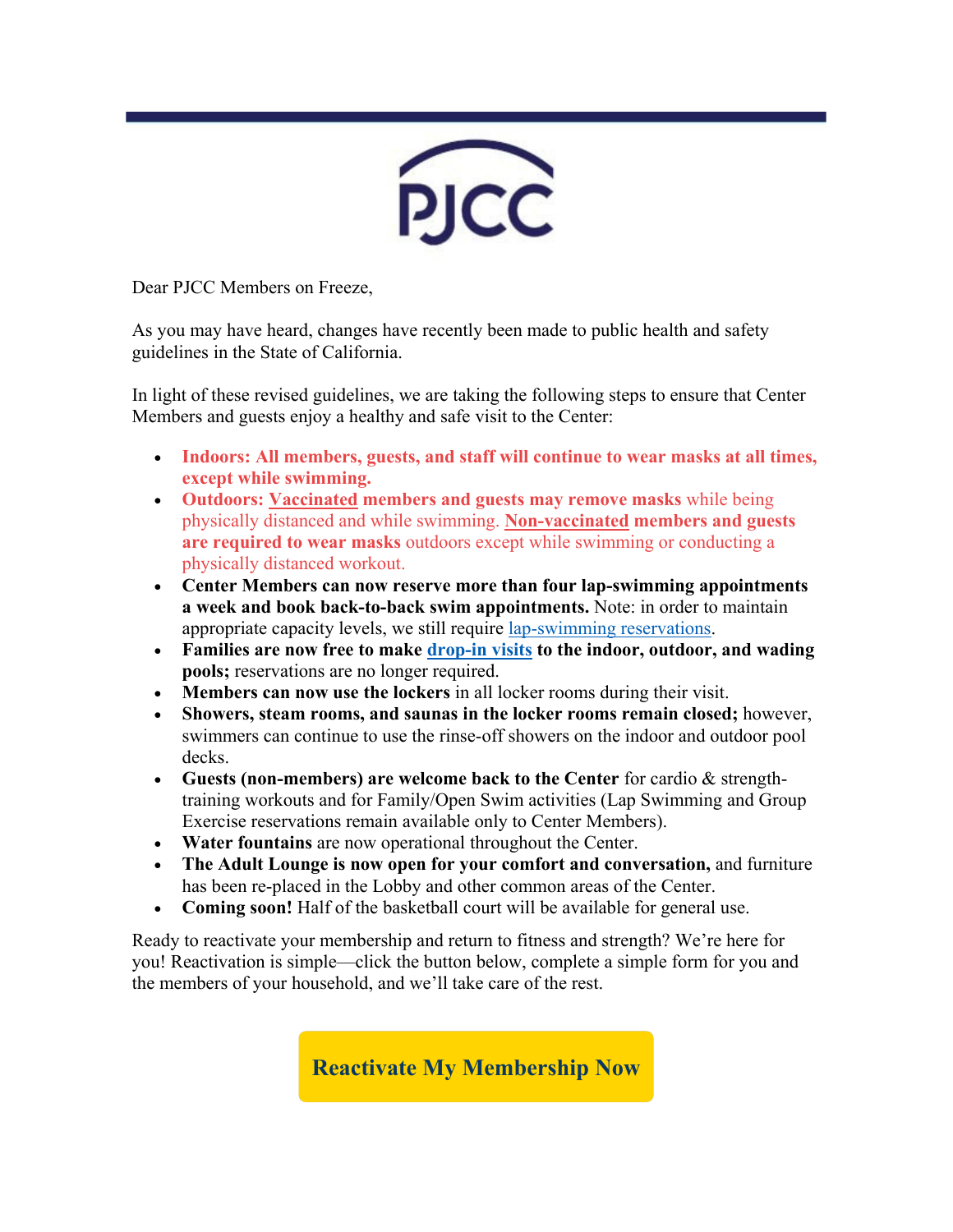PJCC

Dear PJCC Members on Freeze,

As you may have heard, changes have recently been made to public health and safety guidelines in the State of California.

In light of these revised guidelines, we are taking the following steps to ensure that Center Members and guests enjoy a healthy and safe visit to the Center:

- **Indoors: All members, guests, and staff will continue to wear masks at all times, except while swimming.**
- **Outdoors: Vaccinated members and guests may remove masks** while being physically distanced and while swimming. **Non-vaccinated members and guests are required to wear masks** outdoors except while swimming or conducting a physically distanced workout.
- **Center Members can now reserve more than four lap-swimming appointments a week and book back-to-back swim appointments.** Note: in order to maintain appropriate capacity levels, we still require lap-swimming reservations.
- **Families are now free to make drop-in visits to the indoor, outdoor, and wading pools;** reservations are no longer required.
- **Members can now use the lockers** in all locker rooms during their visit.
- **Showers, steam rooms, and saunas in the locker rooms remain closed;** however, swimmers can continue to use the rinse-off showers on the indoor and outdoor pool decks.
- **Guests (non-members) are welcome back to the Center** for cardio & strength-training workouts and for Family/Open Swim activities (Lap Swimming and Group Exercise reservations remain available only to Center Members).
- **Water fountains** are now operational throughout the Center.
- **The Adult Lounge is now open for your comfort and conversation,** and furniture has been re-placed in the Lobby and other common areas of the Center.
- **Coming soon!** Half of the basketball court will be available for general use.

Ready to reactivate your membership and return to fitness and strength? We're here for you! Reactivation is simple—click the button below, complete a simple form for you and the members of your household, and we'll take care of the rest.

**Reactivate My Membership Now**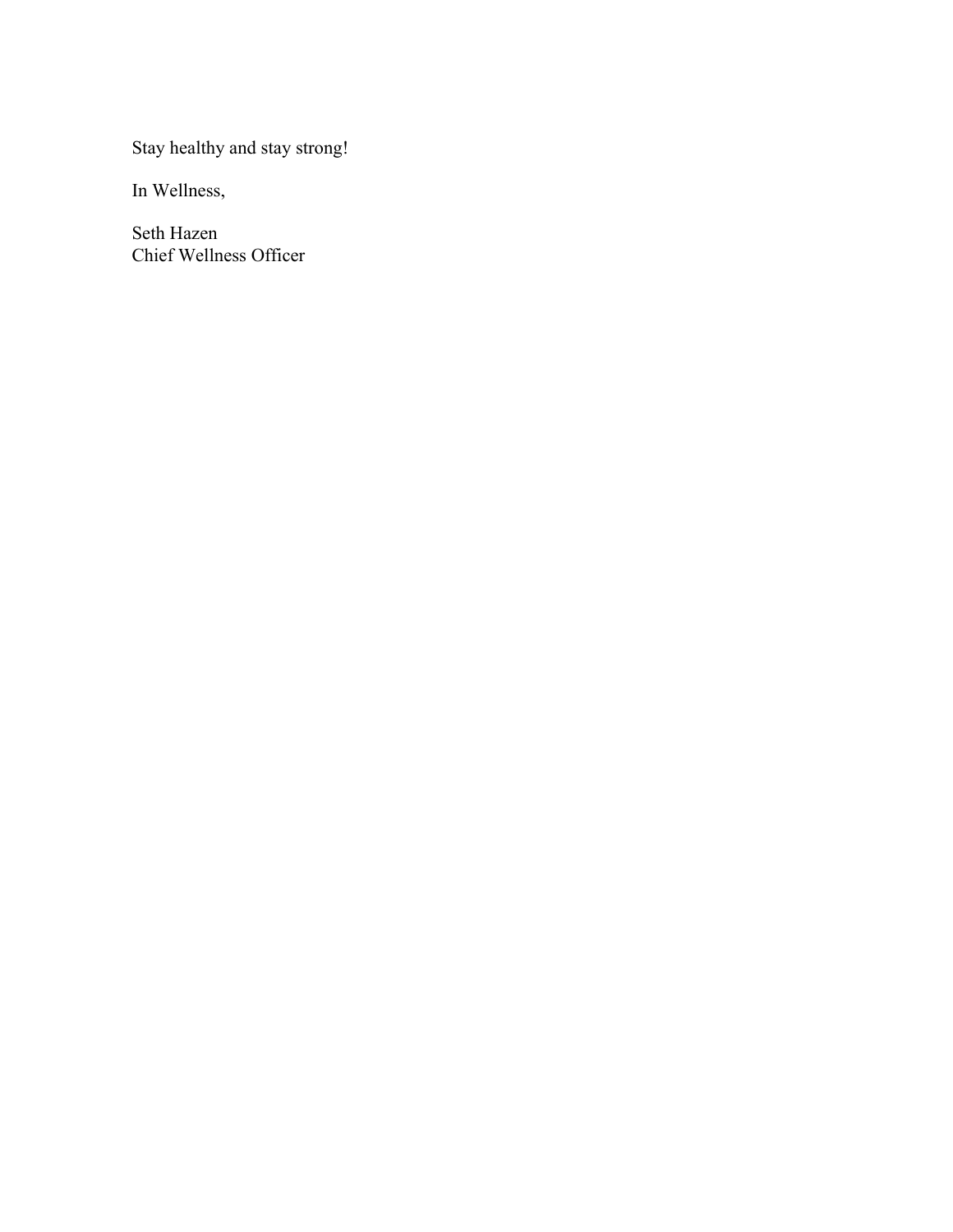Stay healthy and stay strong!

In Wellness,

Seth Hazen  
Chief Wellness Officer